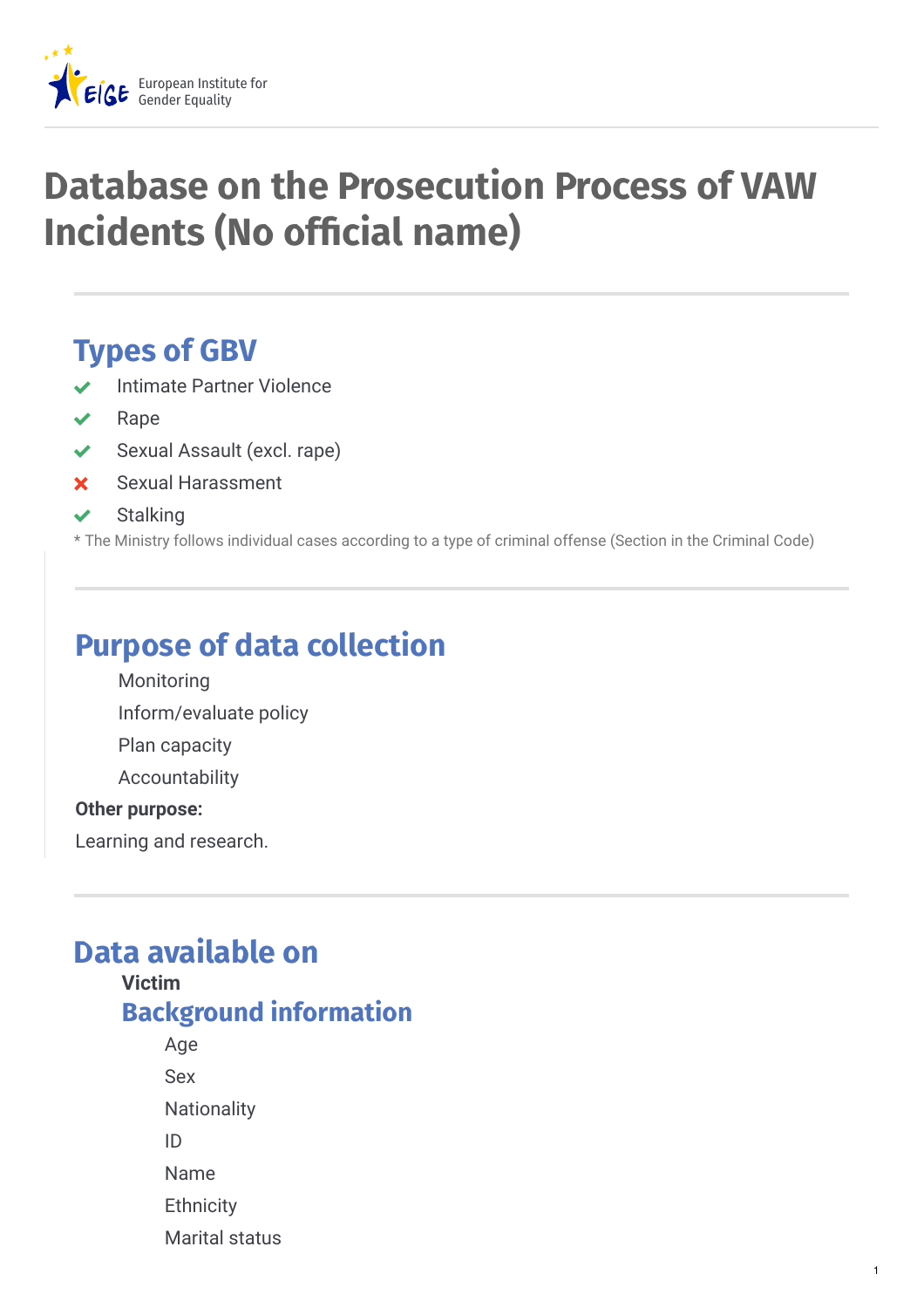European Institute for Gender Equality

# Database on the Prosecution Process of VAW Incidents (No official name)

## Types of GBV

- ✔ Intimate Partner Violence
- ✔ Rape
- ✔ Sexual Assault (excl. rape)
- ✘ Sexual Harassment
- ✔ Stalking

* The Ministry follows individual cases according to a type of criminal offense (Section in the Criminal Code)

## Purpose of data collection

- Monitoring
- Inform/evaluate policy
- Plan capacity
- Accountability

**Other purpose:**

Learning and research.

## Data available on

**Victim**

### Background information

- Age
- Sex
- Nationality
- ID
- Name
- Ethnicity
- Marital status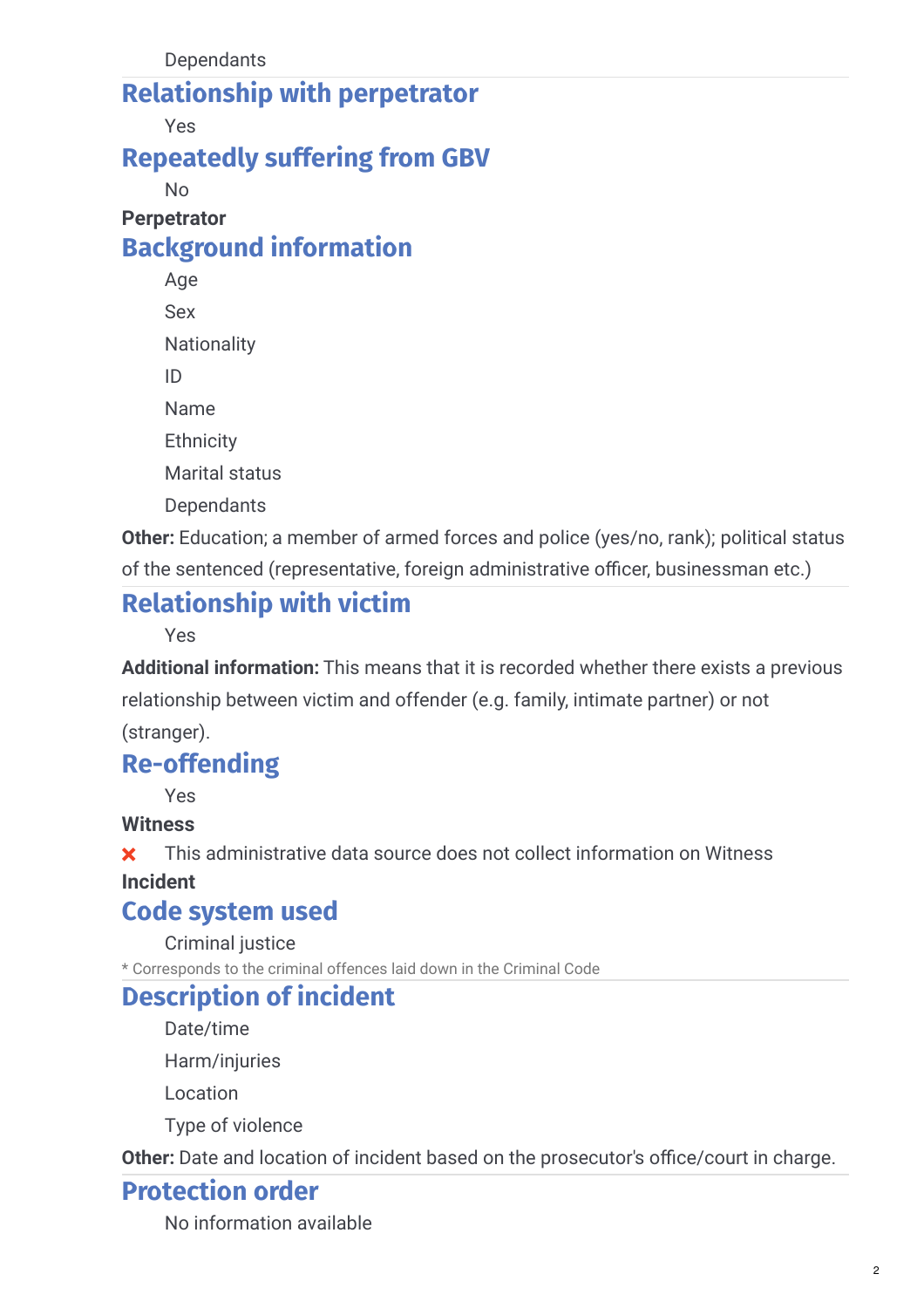Dependants

## Relationship with perpetrator

Yes

## Repeatedly suffering from GBV

No

**Perpetrator**

## Background information

Age

Sex

Nationality

ID

Name

Ethnicity

Marital status

Dependants

**Other:** Education; a member of armed forces and police (yes/no, rank); political status of the sentenced (representative, foreign administrative officer, businessman etc.)

## Relationship with victim

Yes

**Additional information:** This means that it is recorded whether there exists a previous relationship between victim and offender (e.g. family, intimate partner) or not (stranger).

## Re-offending

Yes

**Witness**

❌ This administrative data source does not collect information on Witness

**Incident**

## Code system used

Criminal justice

* Corresponds to the criminal offences laid down in the Criminal Code

## Description of incident

Date/time

Harm/injuries

Location

Type of violence

**Other:** Date and location of incident based on the prosecutor's office/court in charge.

## Protection order

No information available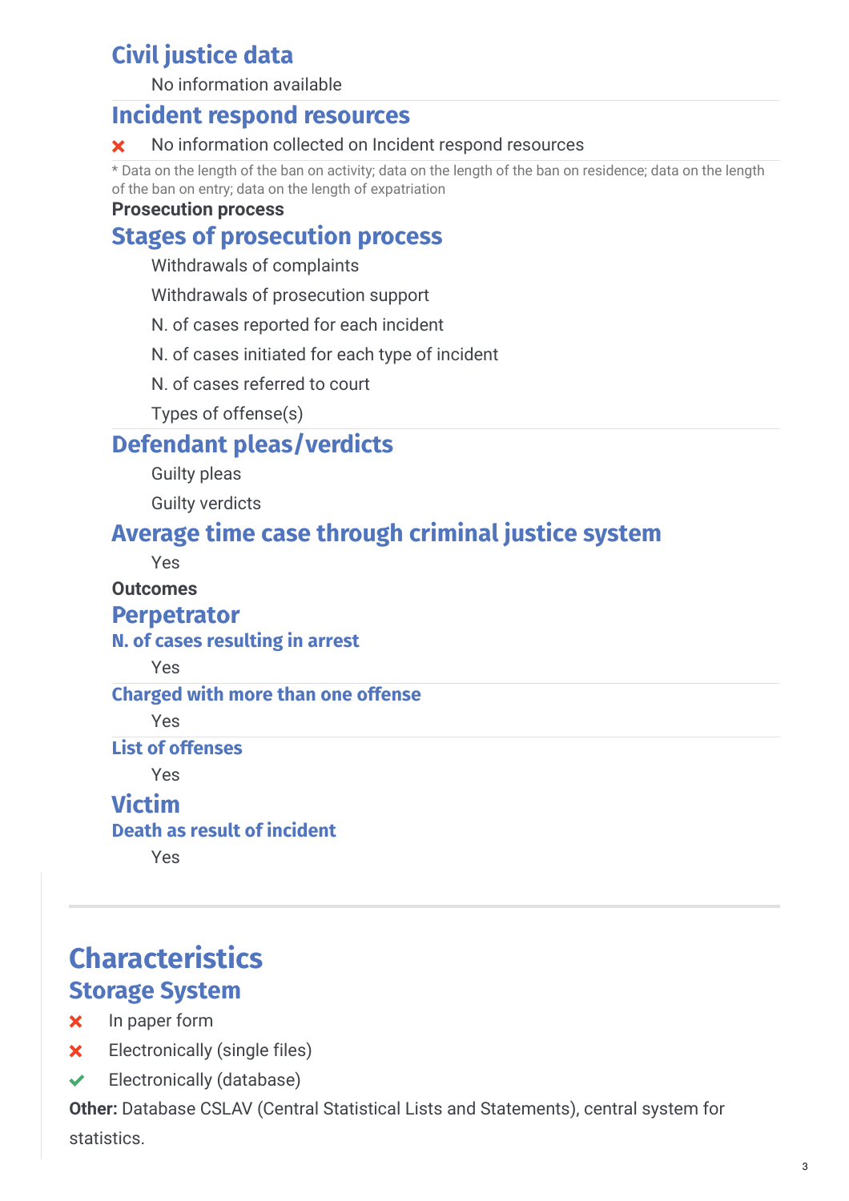## Civil justice data

No information available

## Incident respond resources

- ✗ No information collected on Incident respond resources

* Data on the length of the ban on activity; data on the length of the ban on residence; data on the length of the ban on entry; data on the length of expatriation

**Prosecution process**

## Stages of prosecution process

Withdrawals of complaints

Withdrawals of prosecution support

N. of cases reported for each incident

N. of cases initiated for each type of incident

N. of cases referred to court

Types of offense(s)

## Defendant pleas/verdicts

Guilty pleas

Guilty verdicts

## Average time case through criminal justice system

Yes

**Outcomes**

## Perpetrator

### N. of cases resulting in arrest

Yes

### Charged with more than one offense

Yes

### List of offenses

Yes

## Victim

### Death as result of incident

Yes

# Characteristics

## Storage System

- ✗ In paper form
- ✗ Electronically (single files)
- ✓ Electronically (database)

**Other:** Database CSLAV (Central Statistical Lists and Statements), central system for statistics.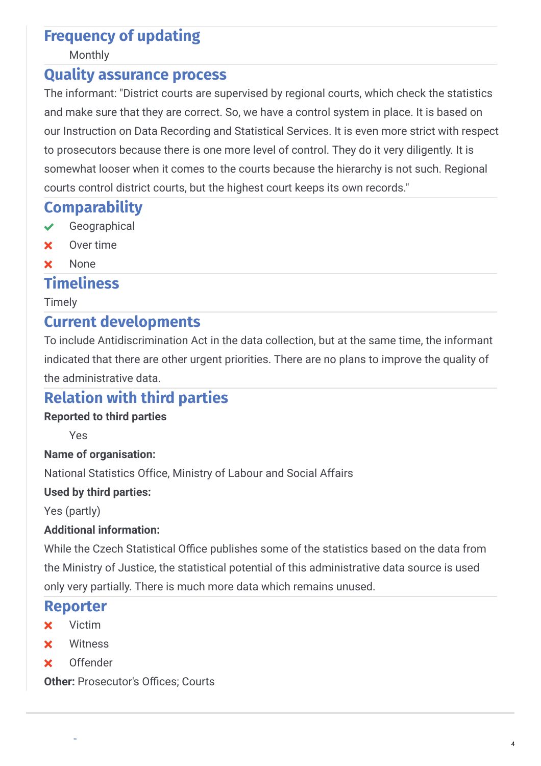## Frequency of updating

Monthly

## Quality assurance process

The informant: "District courts are supervised by regional courts, which check the statistics and make sure that they are correct. So, we have a control system in place. It is based on our Instruction on Data Recording and Statistical Services. It is even more strict with respect to prosecutors because there is one more level of control. They do it very diligently. It is somewhat looser when it comes to the courts because the hierarchy is not such. Regional courts control district courts, but the highest court keeps its own records."

## Comparability

- ✔ Geographical
- ✘ Over time
- ✘ None

## Timeliness

Timely

## Current developments

To include Antidiscrimination Act in the data collection, but at the same time, the informant indicated that there are other urgent priorities. There are no plans to improve the quality of the administrative data.

## Relation with third parties

**Reported to third parties**

Yes

**Name of organisation:**

National Statistics Office, Ministry of Labour and Social Affairs

**Used by third parties:**

Yes (partly)

**Additional information:**

While the Czech Statistical Office publishes some of the statistics based on the data from the Ministry of Justice, the statistical potential of this administrative data source is used only very partially. There is much more data which remains unused.

## Reporter

- ✘ Victim
- ✘ Witness
- ✘ Offender

**Other:** Prosecutor's Offices; Courts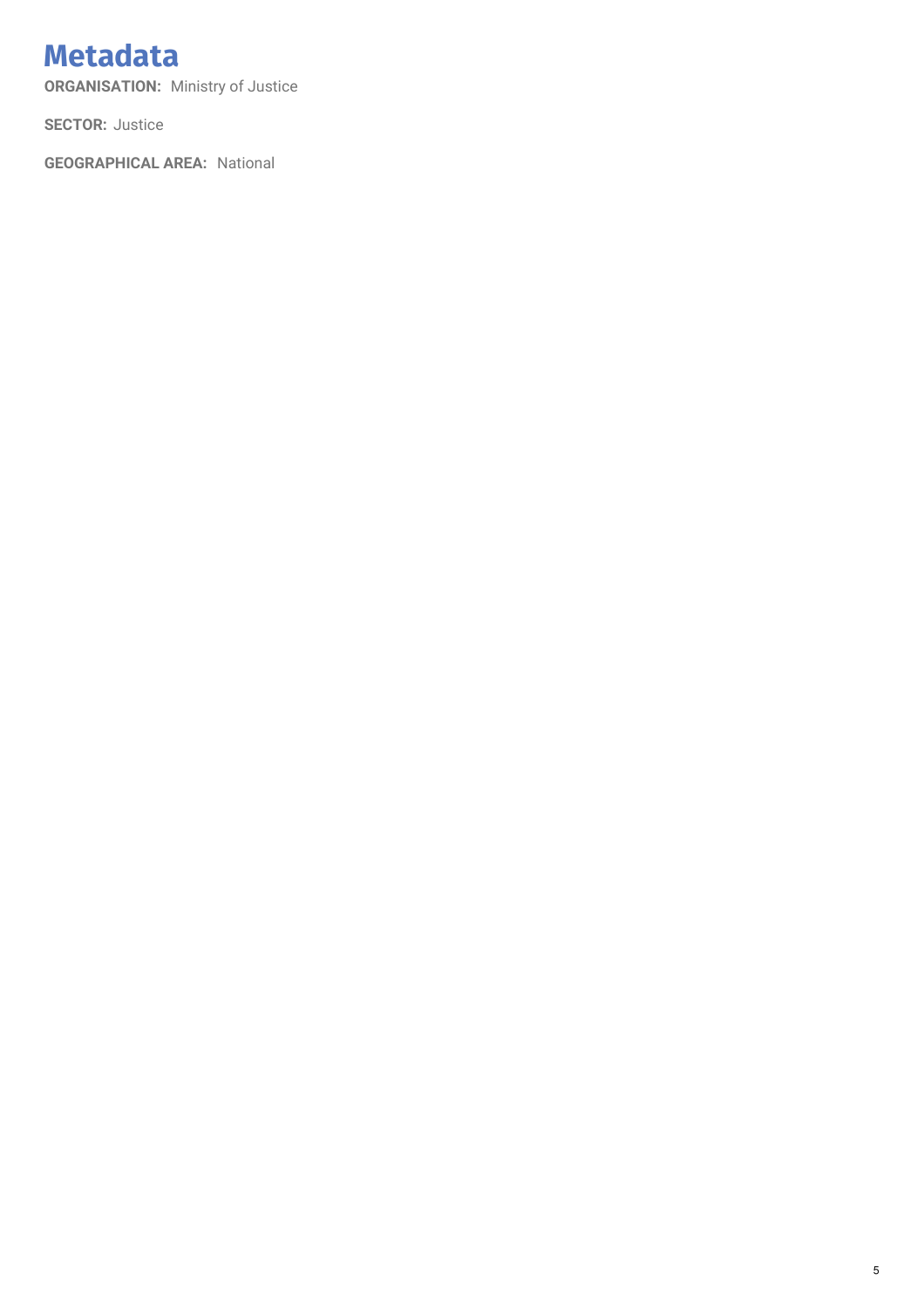# Metadata

**ORGANISATION:** Ministry of Justice

**SECTOR:** Justice

**GEOGRAPHICAL AREA:** National